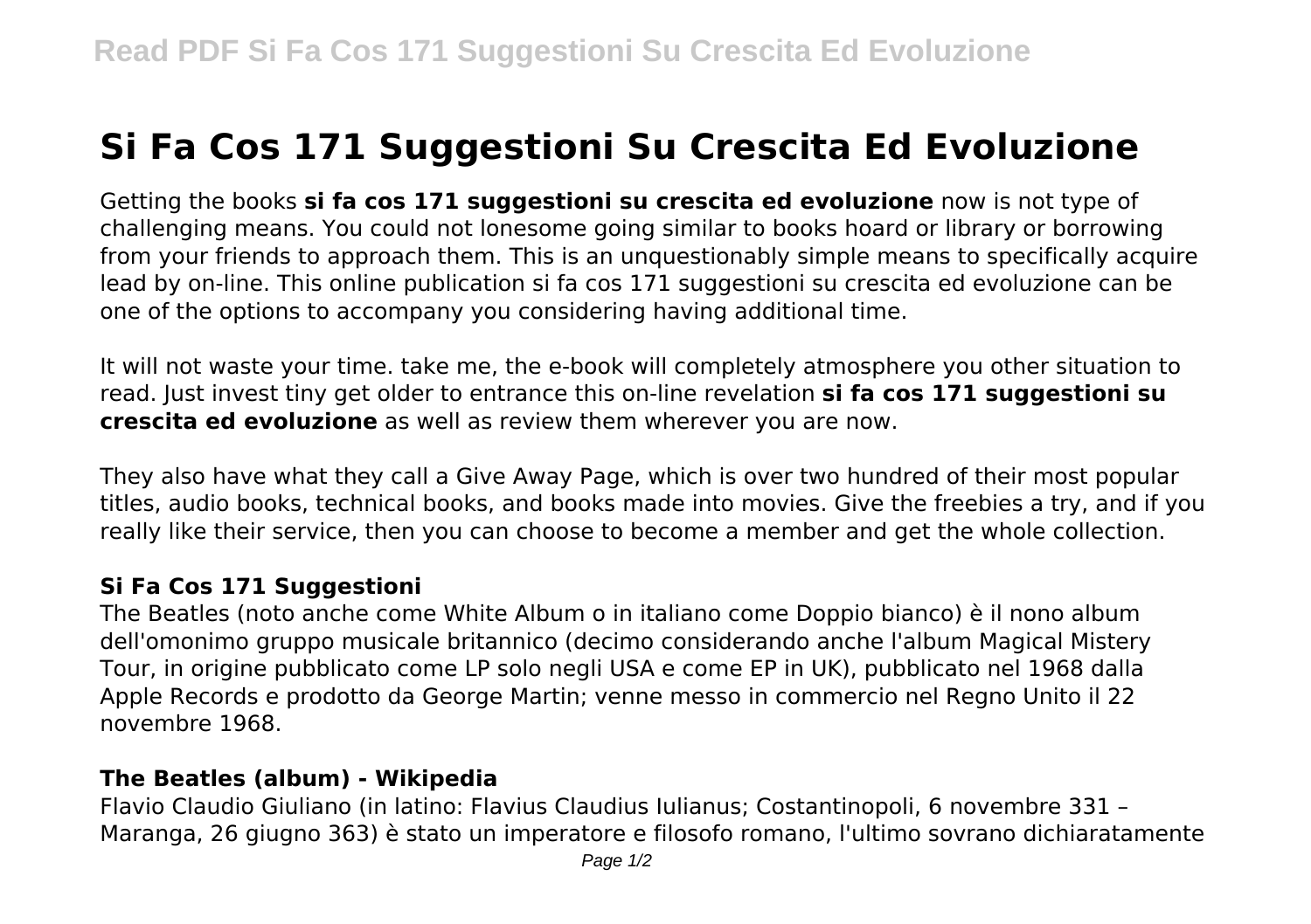# Si Fa Cos 171 Suggestioni Su Crescita Ed Evoluzione

Getting the books **si fa cos 171 suggestioni su crescita ed evoluzione** now is not type of challenging means. You could not lonesome going similar to books hoard or library or borrowing from your friends to approach them. This is an unquestionably simple means to specifically acquire lead by on-line. This online publication si fa cos 171 suggestioni su crescita ed evoluzione can be one of the options to accompany you considering having additional time.

It will not waste your time. take me, the e-book will completely atmosphere you other situation to read. Just invest tiny get older to entrance this on-line revelation **si fa cos 171 suggestioni su crescita ed evoluzione** as well as review them wherever you are now.

They also have what they call a Give Away Page, which is over two hundred of their most popular titles, audio books, technical books, and books made into movies. Give the freebies a try, and if you really like their service, then you can choose to become a member and get the whole collection.

### Si Fa Cos 171 Suggestioni

The Beatles (noto anche come White Album o in italiano come Doppio bianco) è il nono album dell'omonimo gruppo musicale britannico (decimo considerando anche l'album Magical Mistery Tour, in origine pubblicato come LP solo negli USA e come EP in UK), pubblicato nel 1968 dalla Apple Records e prodotto da George Martin; venne messo in commercio nel Regno Unito il 22 novembre 1968.

### The Beatles (album) - Wikipedia

Flavio Claudio Giuliano (in latino: Flavius Claudius Iulianus; Costantinopoli, 6 novembre 331 – Maranga, 26 giugno 363) è stato un imperatore e filosofo romano, l'ultimo sovrano dichiaratamente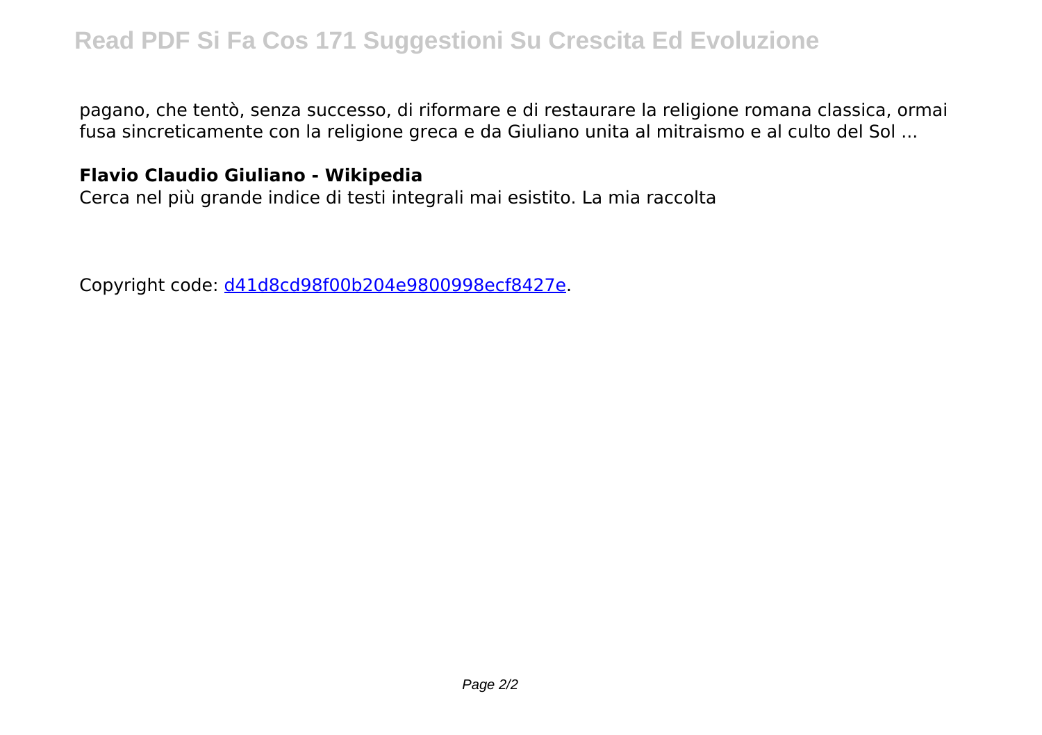pagano, che tentò, senza successo, di riformare e di restaurare la religione romana classica, ormai fusa sincreticamente con la religione greca e da Giuliano unita al mitraismo e al culto del Sol ...

**Flavio Claudio Giuliano - Wikipedia**

Cerca nel più grande indice di testi integrali mai esistito. La mia raccolta

Copyright code: d41d8cd98f00b204e9800998ecf8427e.